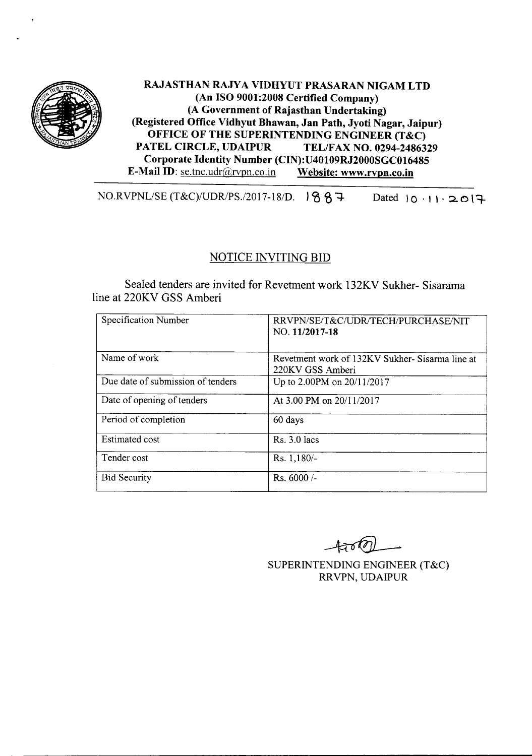**RAJASTHAN RAJYA VIDHYUT PRASARAN NIGAM LTD**
**(An ISO 9001:2008 Certified Company)**
**(A Government of Rajasthan Undertaking)**
**(Registered Office Vidhyut Bhawan, Jan Path, Jyoti Nagar, Jaipur)**
**OFFICE OF THE SUPERINTENDING ENGINEER (T&C)**
**PATEL CIRCLE, UDAIPUR TEL/FAX NO. 0294-2486329**
**Corporate Identity Number (CIN):U40109RJ2000SGC016485**
**E-Mail ID**: se.tnc.udr@rvpn.co.in **Website: www.rvpn.co.in**

NO.RVPNL/SE (T&C)/UDR/PS./2017-18/D. 1887 Dated 10.11.2017

## NOTICE INVITING BID

Sealed tenders are invited for Revetment work 132KV Sukher- Sisarama line at 220KV GSS Amberi

| Specification Number | RRVPN/SE/T&C/UDR/TECH/PURCHASE/NIT NO. **11/2017-18** |
|---|---|
| Name of work | Revetment work of 132KV Sukher- Sisarma line at 220KV GSS Amberi |
| Due date of submission of tenders | Up to 2.00PM on 20/11/2017 |
| Date of opening of tenders | At 3.00 PM on 20/11/2017 |
| Period of completion | 60 days |
| Estimated cost | Rs. 3.0 lacs |
| Tender cost | Rs. 1,180/- |
| Bid Security | Rs. 6000 /- |

SUPERINTENDING ENGINEER (T&C)
RRVPN, UDAIPUR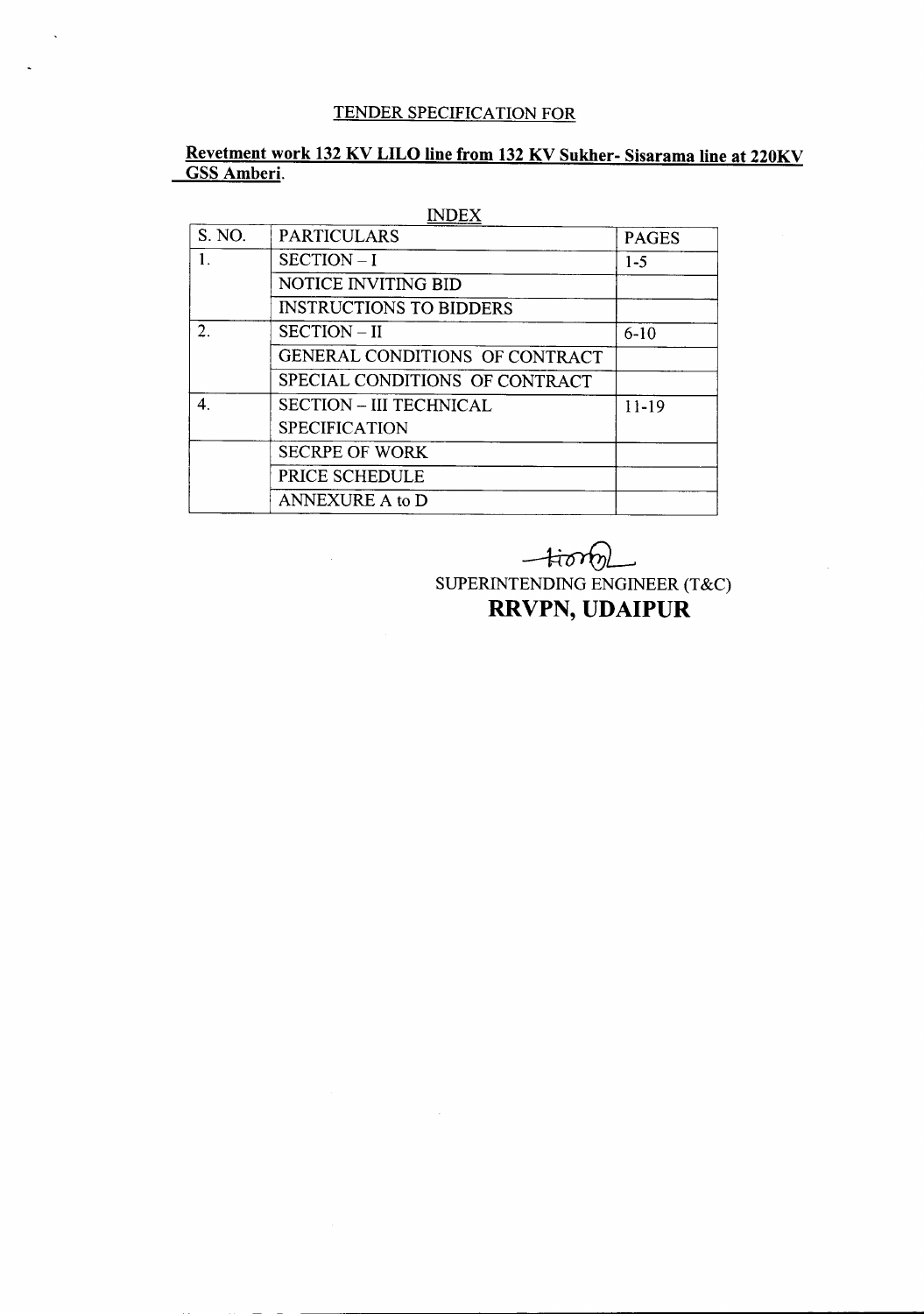TENDER SPECIFICATION FOR

**Revetment work 132 KV LILO line from 132 KV Sukher- Sisarama line at 220KV GSS Amberi.**

INDEX

| S. NO. | PARTICULARS | PAGES |
|---|---|---|
| 1. | SECTION – I | 1-5 |
| | NOTICE INVITING BID | |
| | INSTRUCTIONS TO BIDDERS | |
| 2. | SECTION – II | 6-10 |
| | GENERAL CONDITIONS OF CONTRACT | |
| | SPECIAL CONDITIONS OF CONTRACT | |
| 4. | SECTION – III TECHNICAL SPECIFICATION | 11-19 |
| | SECRPE OF WORK | |
| | PRICE SCHEDULE | |
| | ANNEXURE A to D | |

SUPERINTENDING ENGINEER (T&C)

**RRVPN, UDAIPUR**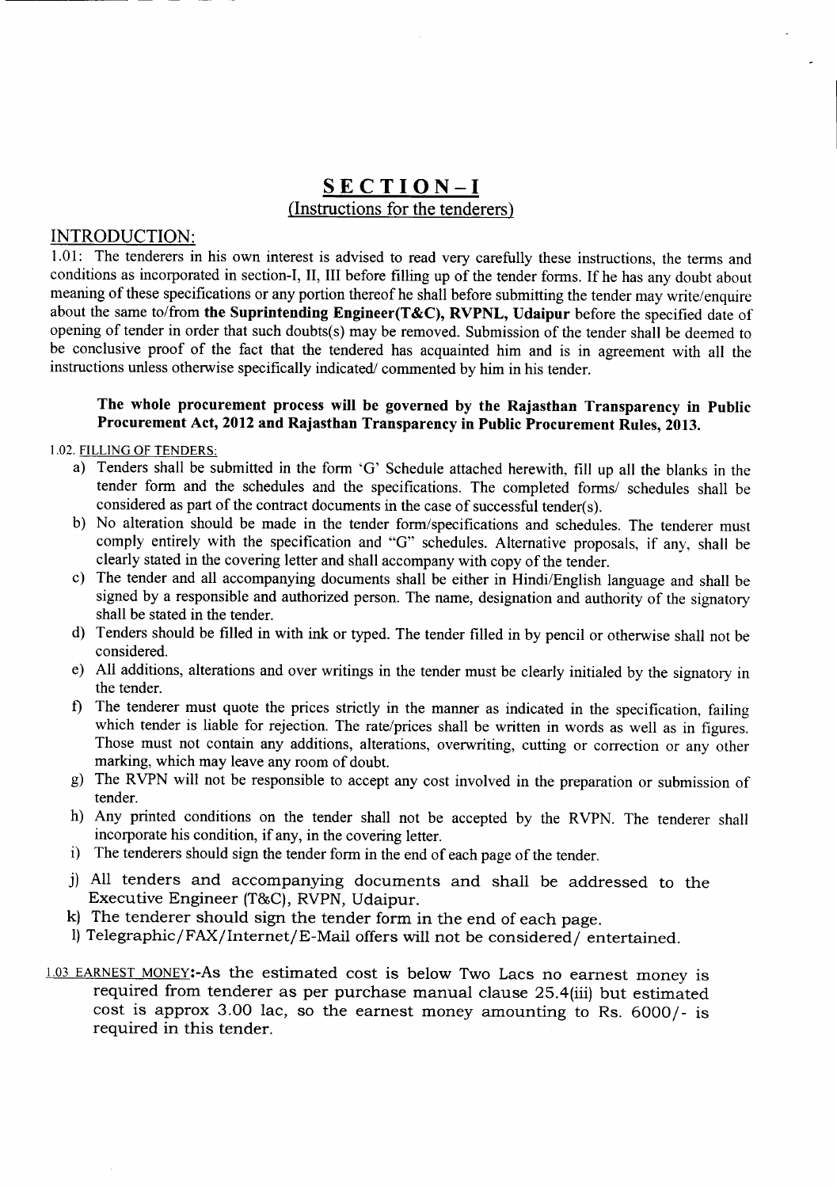# SECTION-I

## (Instructions for the tenderers)

## INTRODUCTION:

1.01: The tenderers in his own interest is advised to read very carefully these instructions, the terms and conditions as incorporated in section-I, II, III before filling up of the tender forms. If he has any doubt about meaning of these specifications or any portion thereof he shall before submitting the tender may write/enquire about the same to/from **the Suprintending Engineer(T&C), RVPNL, Udaipur** before the specified date of opening of tender in order that such doubts(s) may be removed. Submission of the tender shall be deemed to be conclusive proof of the fact that the tendered has acquainted him and is in agreement with all the instructions unless otherwise specifically indicated/ commented by him in his tender.

**The whole procurement process will be governed by the Rajasthan Transparency in Public Procurement Act, 2012 and Rajasthan Transparency in Public Procurement Rules, 2013.**

1.02. FILLING OF TENDERS:

a) Tenders shall be submitted in the form 'G' Schedule attached herewith, fill up all the blanks in the tender form and the schedules and the specifications. The completed forms/ schedules shall be considered as part of the contract documents in the case of successful tender(s).

b) No alteration should be made in the tender form/specifications and schedules. The tenderer must comply entirely with the specification and "G" schedules. Alternative proposals, if any, shall be clearly stated in the covering letter and shall accompany with copy of the tender.

c) The tender and all accompanying documents shall be either in Hindi/English language and shall be signed by a responsible and authorized person. The name, designation and authority of the signatory shall be stated in the tender.

d) Tenders should be filled in with ink or typed. The tender filled in by pencil or otherwise shall not be considered.

e) All additions, alterations and over writings in the tender must be clearly initialed by the signatory in the tender.

f) The tenderer must quote the prices strictly in the manner as indicated in the specification, failing which tender is liable for rejection. The rate/prices shall be written in words as well as in figures. Those must not contain any additions, alterations, overwriting, cutting or correction or any other marking, which may leave any room of doubt.

g) The RVPN will not be responsible to accept any cost involved in the preparation or submission of tender.

h) Any printed conditions on the tender shall not be accepted by the RVPN. The tenderer shall incorporate his condition, if any, in the covering letter.

i) The tenderers should sign the tender form in the end of each page of the tender.

j) All tenders and accompanying documents and shall be addressed to the Executive Engineer (T&C), RVPN, Udaipur.

k) The tenderer should sign the tender form in the end of each page.

l) Telegraphic/FAX/Internet/E-Mail offers will not be considered/ entertained.

1.03 EARNEST MONEY:-As the estimated cost is below Two Lacs no earnest money is required from tenderer as per purchase manual clause 25.4(iii) but estimated cost is approx 3.00 lac, so the earnest money amounting to Rs. 6000/- is required in this tender.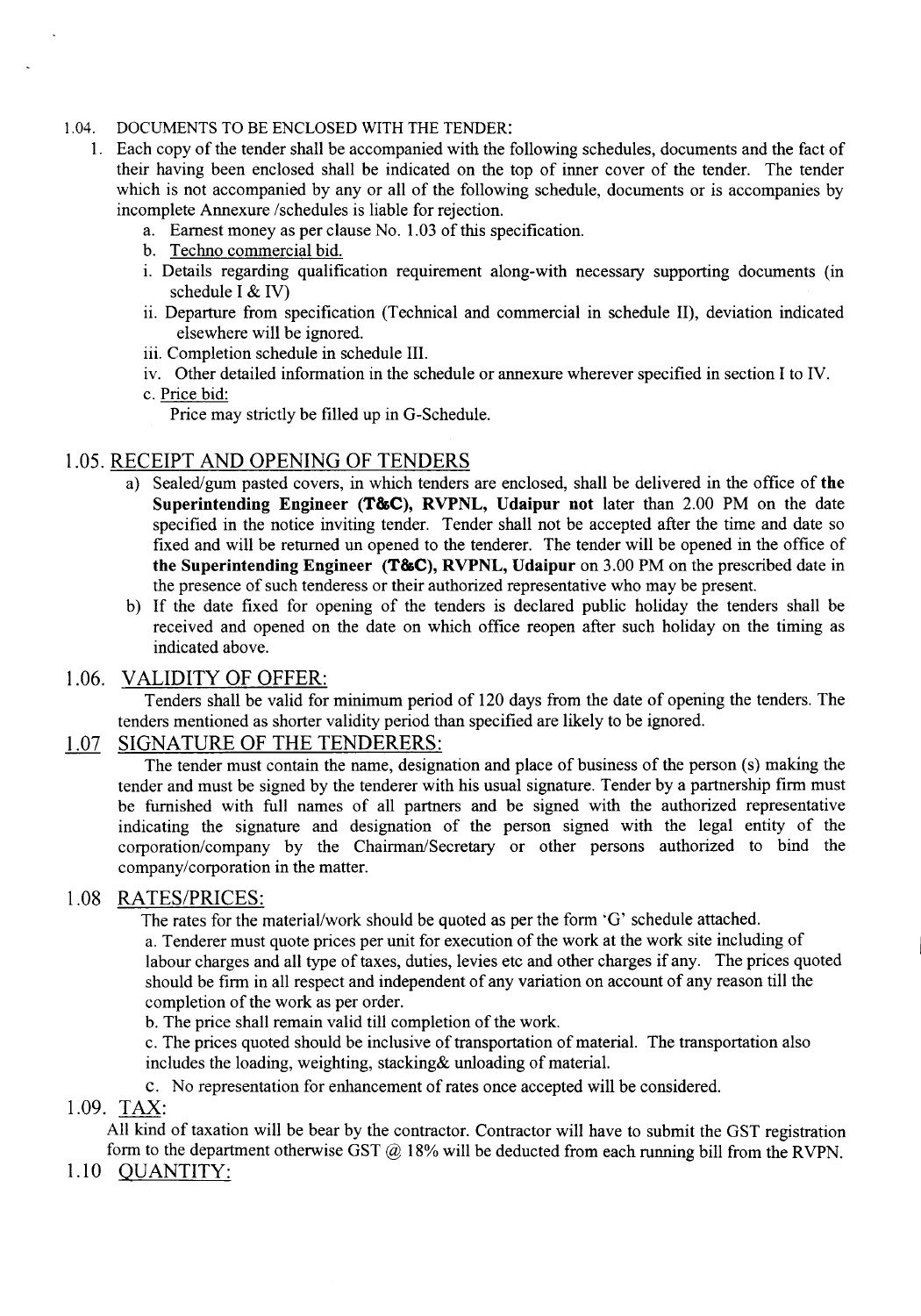1.04. DOCUMENTS TO BE ENCLOSED WITH THE TENDER:

1. Each copy of the tender shall be accompanied with the following schedules, documents and the fact of their having been enclosed shall be indicated on the top of inner cover of the tender. The tender which is not accompanied by any or all of the following schedule, documents or is accompanies by incomplete Annexure /schedules is liable for rejection.
   a. Earnest money as per clause No. 1.03 of this specification.
   b. Techno commercial bid.
   i. Details regarding qualification requirement along-with necessary supporting documents (in schedule I & IV)
   ii. Departure from specification (Technical and commercial in schedule II), deviation indicated elsewhere will be ignored.
   iii. Completion schedule in schedule III.
   iv. Other detailed information in the schedule or annexure wherever specified in section I to IV.
   c. Price bid:
   Price may strictly be filled up in G-Schedule.

## 1.05. RECEIPT AND OPENING OF TENDERS

a) Sealed/gum pasted covers, in which tenders are enclosed, shall be delivered in the office of **the Superintending Engineer (T&C), RVPNL, Udaipur not** later than 2.00 PM on the date specified in the notice inviting tender. Tender shall not be accepted after the time and date so fixed and will be returned un opened to the tenderer. The tender will be opened in the office of **the Superintending Engineer (T&C), RVPNL, Udaipur** on 3.00 PM on the prescribed date in the presence of such tenderess or their authorized representative who may be present.

b) If the date fixed for opening of the tenders is declared public holiday the tenders shall be received and opened on the date on which office reopen after such holiday on the timing as indicated above.

## 1.06. VALIDITY OF OFFER:

Tenders shall be valid for minimum period of 120 days from the date of opening the tenders. The tenders mentioned as shorter validity period than specified are likely to be ignored.

## 1.07 SIGNATURE OF THE TENDERERS:

The tender must contain the name, designation and place of business of the person (s) making the tender and must be signed by the tenderer with his usual signature. Tender by a partnership firm must be furnished with full names of all partners and be signed with the authorized representative indicating the signature and designation of the person signed with the legal entity of the corporation/company by the Chairman/Secretary or other persons authorized to bind the company/corporation in the matter.

## 1.08 RATES/PRICES:

The rates for the material/work should be quoted as per the form 'G' schedule attached.

a. Tenderer must quote prices per unit for execution of the work at the work site including of labour charges and all type of taxes, duties, levies etc and other charges if any. The prices quoted should be firm in all respect and independent of any variation on account of any reason till the completion of the work as per order.

b. The price shall remain valid till completion of the work.

c. The prices quoted should be inclusive of transportation of material. The transportation also includes the loading, weighting, stacking& unloading of material.

c. No representation for enhancement of rates once accepted will be considered.

## 1.09. TAX:

All kind of taxation will be bear by the contractor. Contractor will have to submit the GST registration form to the department otherwise GST @ 18% will be deducted from each running bill from the RVPN.

## 1.10 QUANTITY: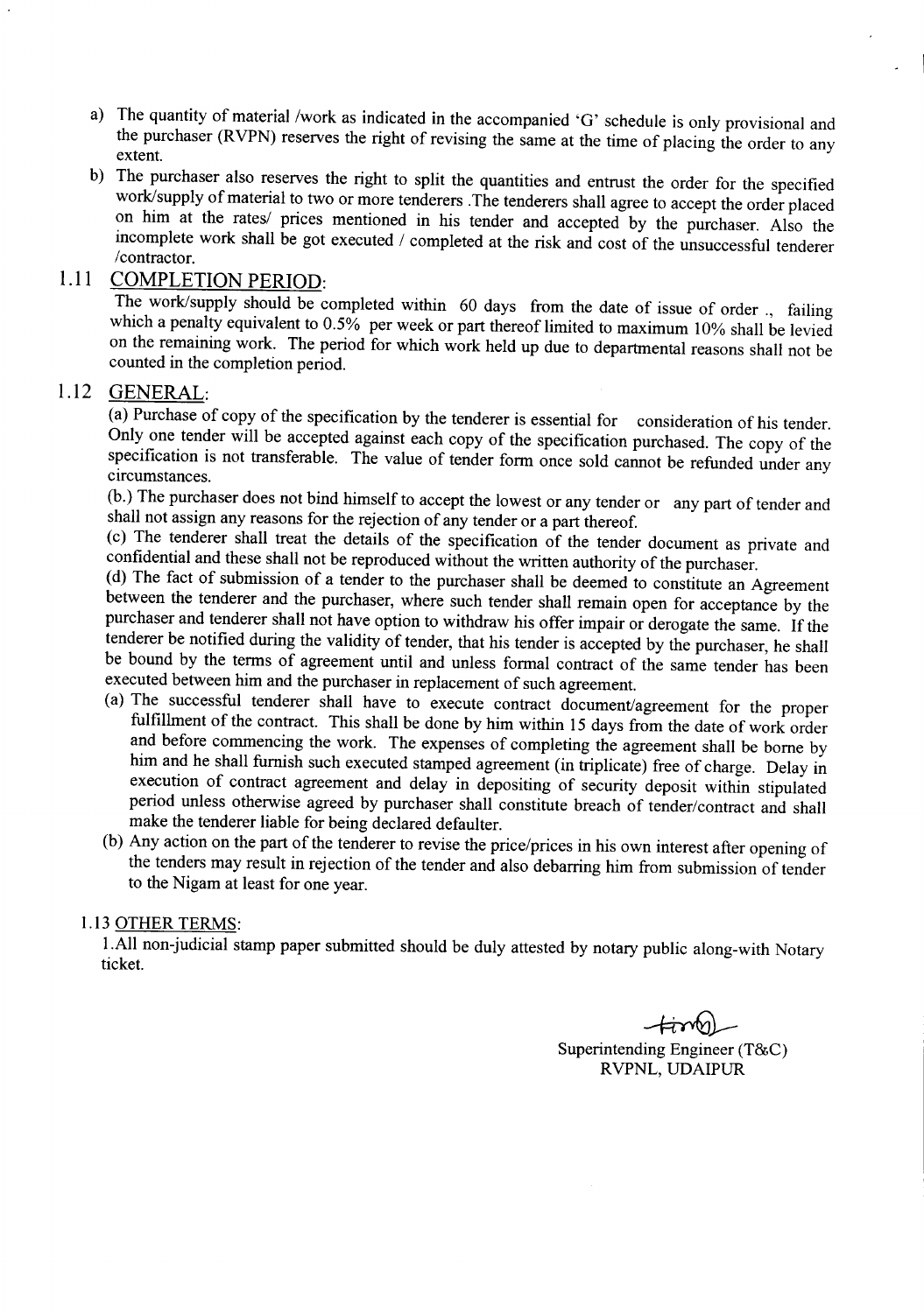a) The quantity of material /work as indicated in the accompanied 'G' schedule is only provisional and the purchaser (RVPN) reserves the right of revising the same at the time of placing the order to any extent.

b) The purchaser also reserves the right to split the quantities and entrust the order for the specified work/supply of material to two or more tenderers .The tenderers shall agree to accept the order placed on him at the rates/ prices mentioned in his tender and accepted by the purchaser. Also the incomplete work shall be got executed / completed at the risk and cost of the unsuccessful tenderer /contractor.

## 1.11 COMPLETION PERIOD:

The work/supply should be completed within 60 days from the date of issue of order ., failing which a penalty equivalent to 0.5% per week or part thereof limited to maximum 10% shall be levied on the remaining work. The period for which work held up due to departmental reasons shall not be counted in the completion period.

## 1.12 GENERAL:

(a) Purchase of copy of the specification by the tenderer is essential for consideration of his tender. Only one tender will be accepted against each copy of the specification purchased. The copy of the specification is not transferable. The value of tender form once sold cannot be refunded under any circumstances.

(b.) The purchaser does not bind himself to accept the lowest or any tender or any part of tender and shall not assign any reasons for the rejection of any tender or a part thereof.

(c) The tenderer shall treat the details of the specification of the tender document as private and confidential and these shall not be reproduced without the written authority of the purchaser.

(d) The fact of submission of a tender to the purchaser shall be deemed to constitute an Agreement between the tenderer and the purchaser, where such tender shall remain open for acceptance by the purchaser and tenderer shall not have option to withdraw his offer impair or derogate the same. If the tenderer be notified during the validity of tender, that his tender is accepted by the purchaser, he shall be bound by the terms of agreement until and unless formal contract of the same tender has been executed between him and the purchaser in replacement of such agreement.

(a) The successful tenderer shall have to execute contract document/agreement for the proper fulfillment of the contract. This shall be done by him within 15 days from the date of work order and before commencing the work. The expenses of completing the agreement shall be borne by him and he shall furnish such executed stamped agreement (in triplicate) free of charge. Delay in execution of contract agreement and delay in depositing of security deposit within stipulated period unless otherwise agreed by purchaser shall constitute breach of tender/contract and shall make the tenderer liable for being declared defaulter.

(b) Any action on the part of the tenderer to revise the price/prices in his own interest after opening of the tenders may result in rejection of the tender and also debarring him from submission of tender to the Nigam at least for one year.

## 1.13 OTHER TERMS:

1.All non-judicial stamp paper submitted should be duly attested by notary public along-with Notary ticket.

Superintending Engineer (T&C)
RVPNL, UDAIPUR